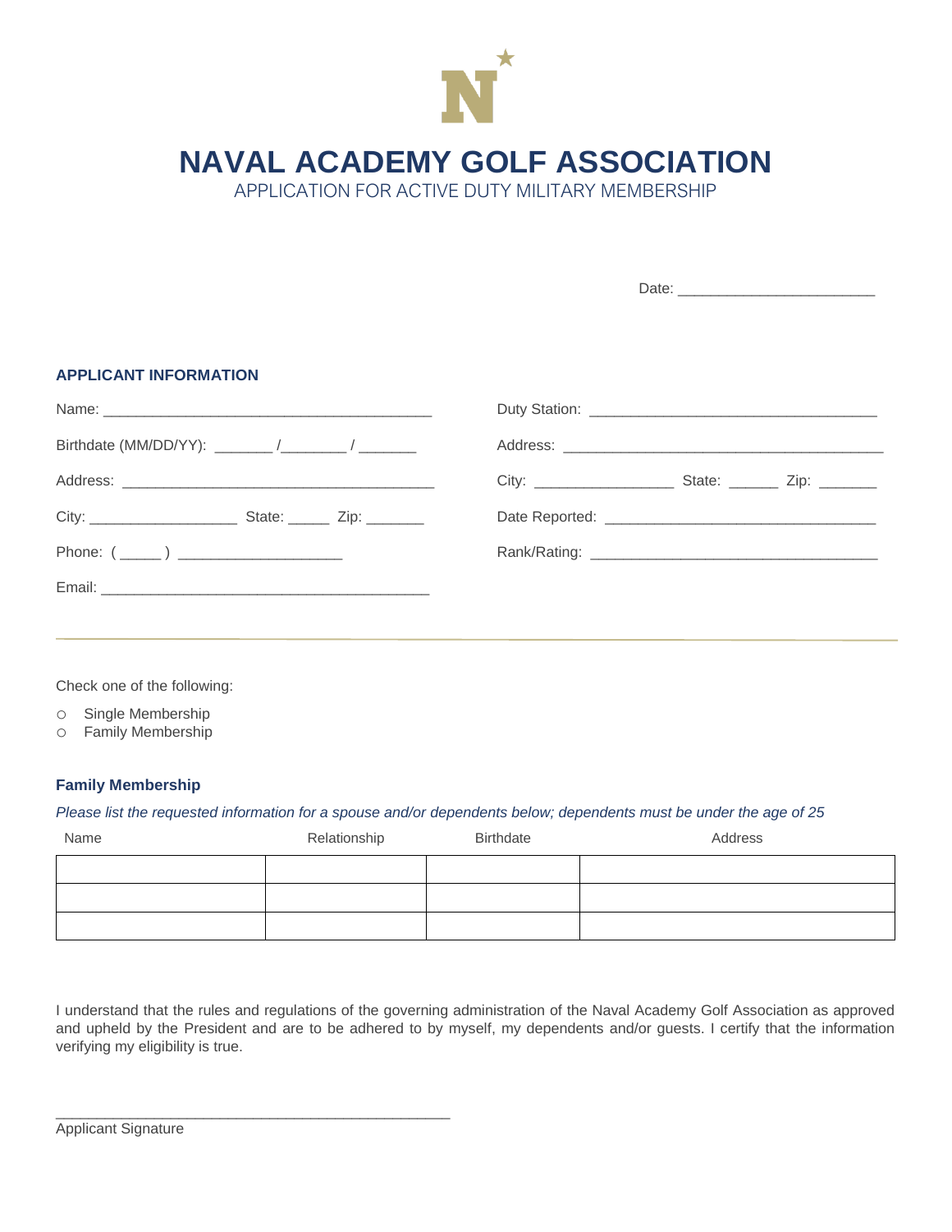# NAVAL ACADEMY GOLF ASSOCIATION

APPLICATION FOR ACTIVE DUTY MILITARY MEMBERSHIP

Date: _______________________

### APPLICANT INFORMATION

Name: _______________________________________

Birthdate (MM/DD/YY): _______ /________ / _______

Address: _____________________________________

City: __________________ State: _____ Zip: _______

Phone: ( _____ ) ____________________

Email: _______________________________________

Duty Station: __________________________________

Address: ______________________________________

City: ________________ State: ______ Zip: _______

Date Reported: ________________________________

Rank/Rating: __________________________________

---

Check one of the following:

- ○ Single Membership
- ○ Family Membership

### Family Membership

*Please list the requested information for a spouse and/or dependents below; dependents must be under the age of 25*

| Name | Relationship | Birthdate | Address |
|---|---|---|---|
| | | | |
| | | | |
| | | | |

I understand that the rules and regulations of the governing administration of the Naval Academy Golf Association as approved and upheld by the President and are to be adhered to by myself, my dependents and/or guests. I certify that the information verifying my eligibility is true.

_______________________________________________

Applicant Signature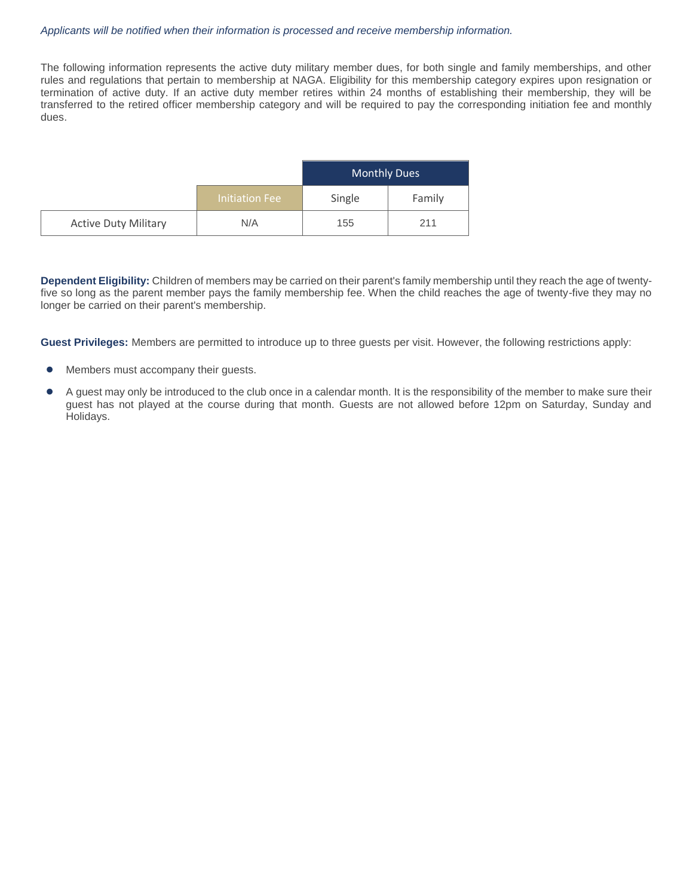*Applicants will be notified when their information is processed and receive membership information.*

The following information represents the active duty military member dues, for both single and family memberships, and other rules and regulations that pertain to membership at NAGA. Eligibility for this membership category expires upon resignation or termination of active duty. If an active duty member retires within 24 months of establishing their membership, they will be transferred to the retired officer membership category and will be required to pay the corresponding initiation fee and monthly dues.

| | | Monthly Dues | |
|---|---|---|---|
| | Initiation Fee | Single | Family |
| Active Duty Military | N/A | 155 | 211 |

**Dependent Eligibility:** Children of members may be carried on their parent's family membership until they reach the age of twenty-five so long as the parent member pays the family membership fee. When the child reaches the age of twenty-five they may no longer be carried on their parent's membership.

**Guest Privileges:** Members are permitted to introduce up to three guests per visit. However, the following restrictions apply:

- Members must accompany their guests.
- A guest may only be introduced to the club once in a calendar month. It is the responsibility of the member to make sure their guest has not played at the course during that month. Guests are not allowed before 12pm on Saturday, Sunday and Holidays.